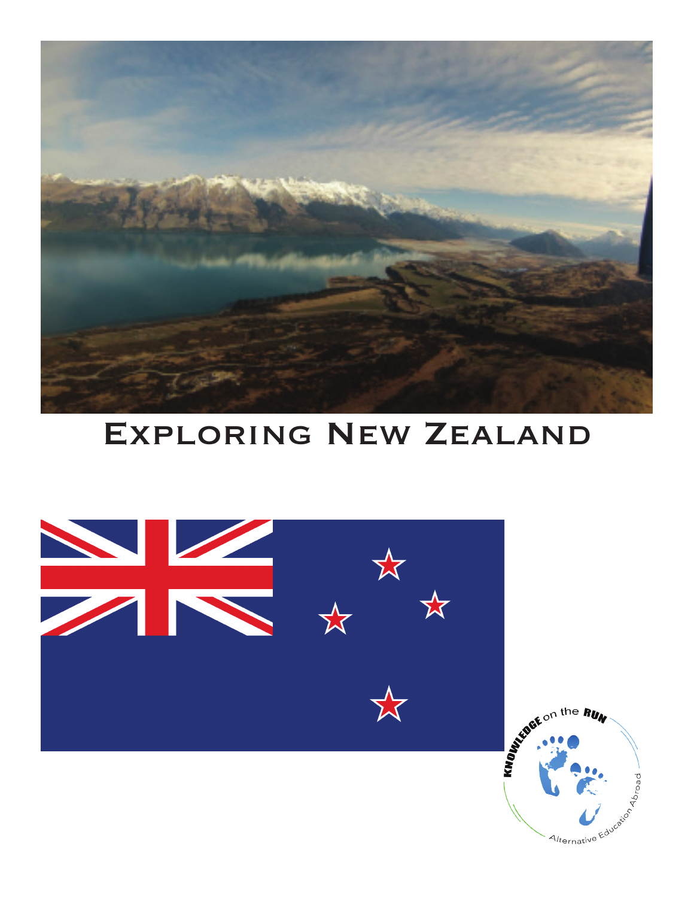# Exploring New Zealand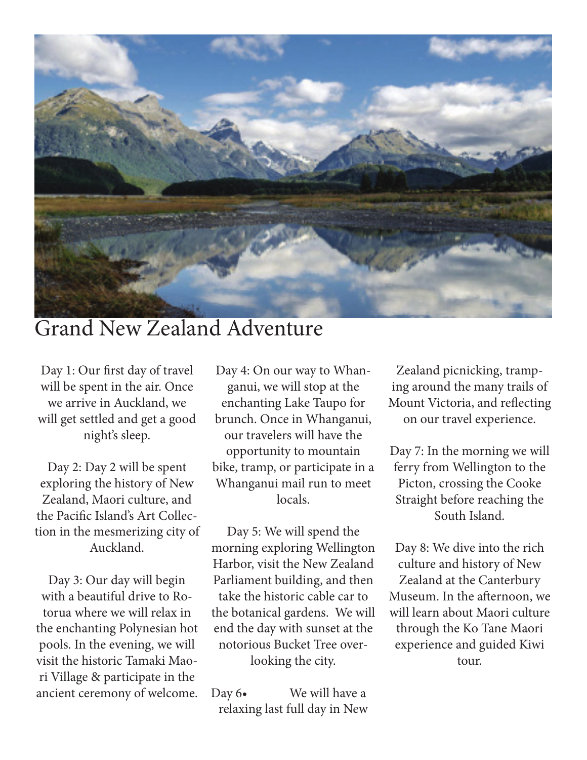# Grand New Zealand Adventure

Day 1: Our first day of travel will be spent in the air. Once we arrive in Auckland, we will get settled and get a good night's sleep.

Day 2: Day 2 will be spent exploring the history of New Zealand, Maori culture, and the Pacific Island's Art Collection in the mesmerizing city of Auckland.

Day 3: Our day will begin with a beautiful drive to Rotorua where we will relax in the enchanting Polynesian hot pools. In the evening, we will visit the historic Tamaki Maori Village & participate in the ancient ceremony of welcome.

Day 4: On our way to Whanganui, we will stop at the enchanting Lake Taupo for brunch. Once in Whanganui, our travelers will have the opportunity to mountain bike, tramp, or participate in a Whanganui mail run to meet locals.

Day 5: We will spend the morning exploring Wellington Harbor, visit the New Zealand Parliament building, and then take the historic cable car to the botanical gardens. We will end the day with sunset at the notorious Bucket Tree overlooking the city.

Day 6• We will have a relaxing last full day in New Zealand picnicking, tramping around the many trails of Mount Victoria, and reflecting on our travel experience.

Day 7: In the morning we will ferry from Wellington to the Picton, crossing the Cooke Straight before reaching the South Island.

Day 8: We dive into the rich culture and history of New Zealand at the Canterbury Museum. In the afternoon, we will learn about Maori culture through the Ko Tane Maori experience and guided Kiwi tour.